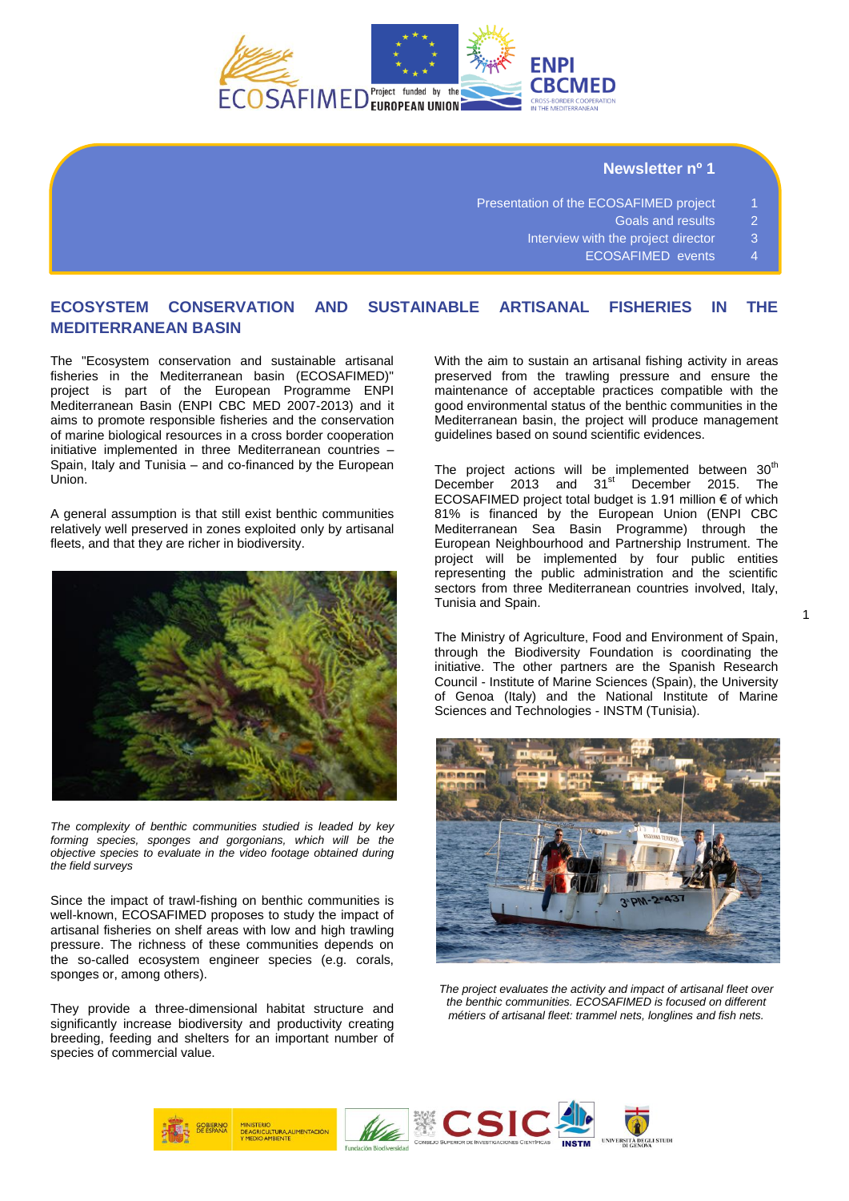**Newsletter nº 1**

| | |
|---|---|
| Presentation of the ECOSAFIMED project | 1 |
| Goals and results | 2 |
| Interview with the project director | 3 |
| ECOSAFIMED events | 4 |

## ECOSYSTEM CONSERVATION AND SUSTAINABLE ARTISANAL FISHERIES IN THE MEDITERRANEAN BASIN

The "Ecosystem conservation and sustainable artisanal fisheries in the Mediterranean basin (ECOSAFIMED)" project is part of the European Programme ENPI Mediterranean Basin (ENPI CBC MED 2007-2013) and it aims to promote responsible fisheries and the conservation of marine biological resources in a cross border cooperation initiative implemented in three Mediterranean countries – Spain, Italy and Tunisia – and co-financed by the European Union.

A general assumption is that still exist benthic communities relatively well preserved in zones exploited only by artisanal fleets, and that they are richer in biodiversity.

*The complexity of benthic communities studied is leaded by key forming species, sponges and gorgonians, which will be the objective species to evaluate in the video footage obtained during the field surveys*

Since the impact of trawl-fishing on benthic communities is well-known, ECOSAFIMED proposes to study the impact of artisanal fisheries on shelf areas with low and high trawling pressure. The richness of these communities depends on the so-called ecosystem engineer species (e.g. corals, sponges or, among others).

They provide a three-dimensional habitat structure and significantly increase biodiversity and productivity creating breeding, feeding and shelters for an important number of species of commercial value.

With the aim to sustain an artisanal fishing activity in areas preserved from the trawling pressure and ensure the maintenance of acceptable practices compatible with the good environmental status of the benthic communities in the Mediterranean basin, the project will produce management guidelines based on sound scientific evidences.

The project actions will be implemented between 30th December 2013 and 31st December 2015. The ECOSAFIMED project total budget is 1.91 million € of which 81% is financed by the European Union (ENPI CBC Mediterranean Sea Basin Programme) through the European Neighbourhood and Partnership Instrument. The project will be implemented by four public entities representing the public administration and the scientific sectors from three Mediterranean countries involved, Italy, Tunisia and Spain.

The Ministry of Agriculture, Food and Environment of Spain, through the Biodiversity Foundation is coordinating the initiative. The other partners are the Spanish Research Council - Institute of Marine Sciences (Spain), the University of Genoa (Italy) and the National Institute of Marine Sciences and Technologies - INSTM (Tunisia).

*The project evaluates the activity and impact of artisanal fleet over the benthic communities. ECOSAFIMED is focused on different métiers of artisanal fleet: trammel nets, longlines and fish nets.*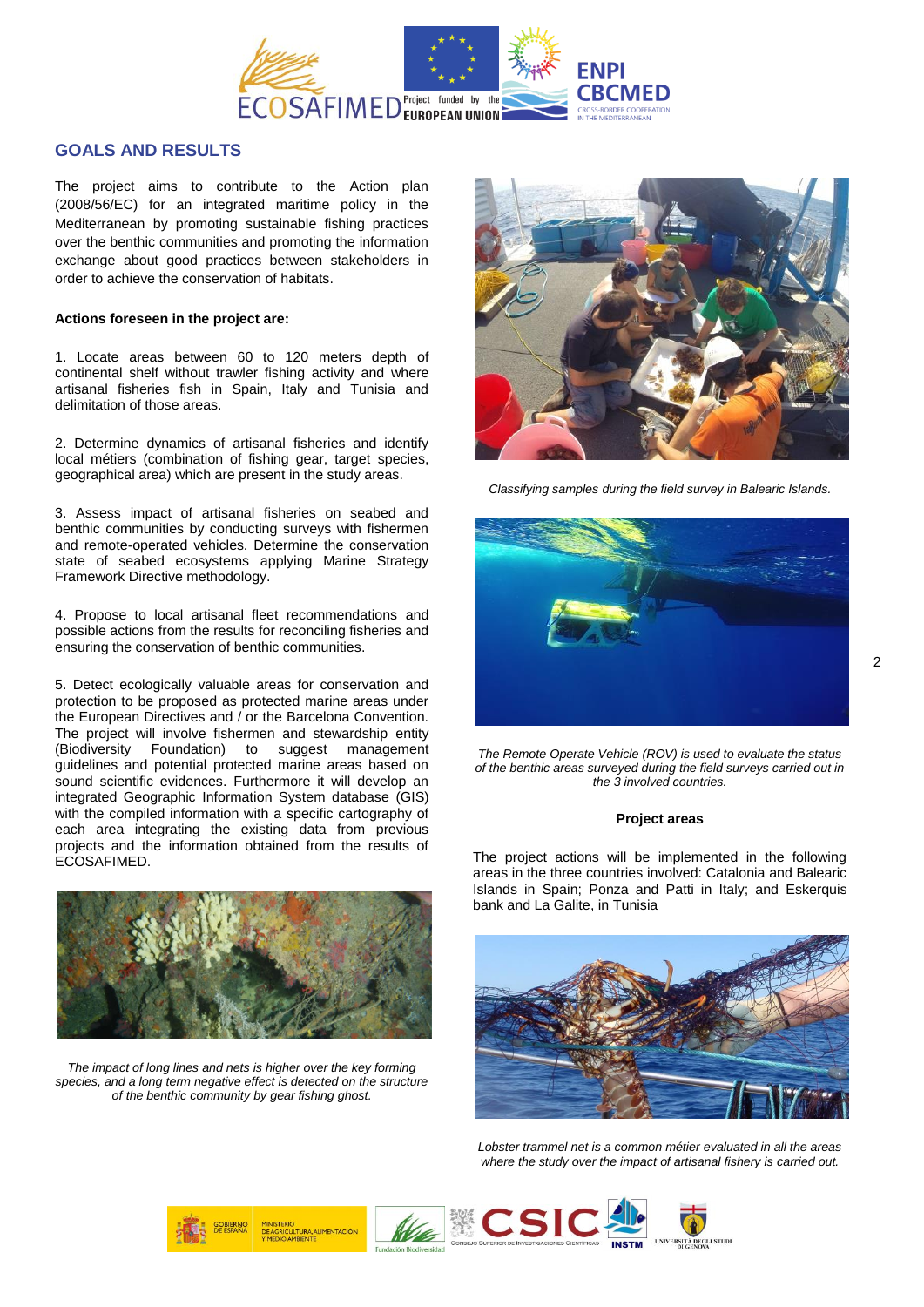## GOALS AND RESULTS

The project aims to contribute to the Action plan (2008/56/EC) for an integrated maritime policy in the Mediterranean by promoting sustainable fishing practices over the benthic communities and promoting the information exchange about good practices between stakeholders in order to achieve the conservation of habitats.

**Actions foreseen in the project are:**

1. Locate areas between 60 to 120 meters depth of continental shelf without trawler fishing activity and where artisanal fisheries fish in Spain, Italy and Tunisia and delimitation of those areas.

2. Determine dynamics of artisanal fisheries and identify local métiers (combination of fishing gear, target species, geographical area) which are present in the study areas.

3. Assess impact of artisanal fisheries on seabed and benthic communities by conducting surveys with fishermen and remote-operated vehicles. Determine the conservation state of seabed ecosystems applying Marine Strategy Framework Directive methodology.

4. Propose to local artisanal fleet recommendations and possible actions from the results for reconciling fisheries and ensuring the conservation of benthic communities.

5. Detect ecologically valuable areas for conservation and protection to be proposed as protected marine areas under the European Directives and / or the Barcelona Convention. The project will involve fishermen and stewardship entity (Biodiversity Foundation) to suggest management guidelines and potential protected marine areas based on sound scientific evidences. Furthermore it will develop an integrated Geographic Information System database (GIS) with the compiled information with a specific cartography of each area integrating the existing data from previous projects and the information obtained from the results of ECOSAFIMED.

*The impact of long lines and nets is higher over the key forming species, and a long term negative effect is detected on the structure of the benthic community by gear fishing ghost.*

*Classifying samples during the field survey in Balearic Islands.*

*The Remote Operate Vehicle (ROV) is used to evaluate the status of the benthic areas surveyed during the field surveys carried out in the 3 involved countries.*

**Project areas**

The project actions will be implemented in the following areas in the three countries involved: Catalonia and Balearic Islands in Spain; Ponza and Patti in Italy; and Eskerquis bank and La Galite, in Tunisia

*Lobster trammel net is a common métier evaluated in all the areas where the study over the impact of artisanal fishery is carried out.*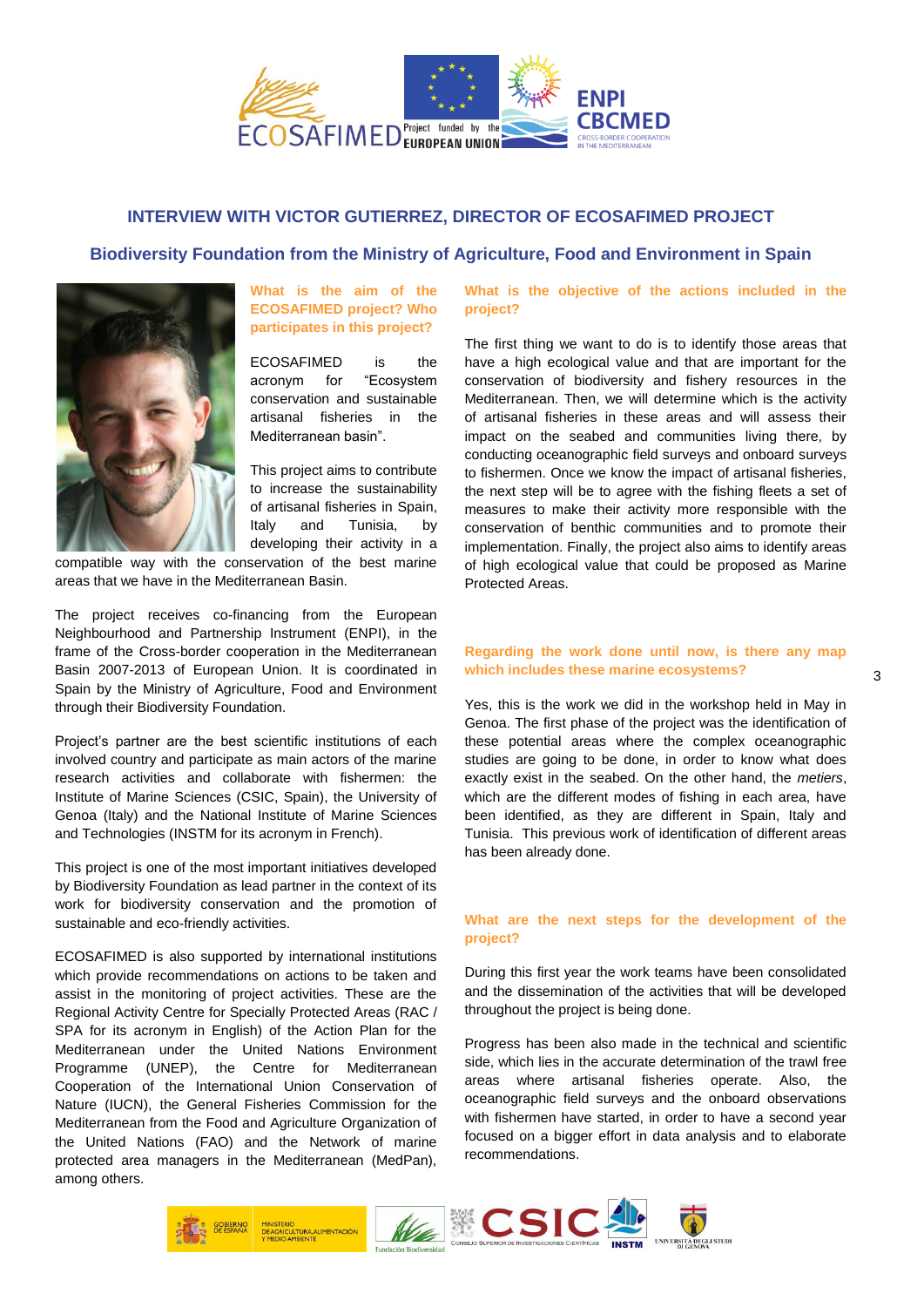# INTERVIEW WITH VICTOR GUTIERREZ, DIRECTOR OF ECOSAFIMED PROJECT

## Biodiversity Foundation from the Ministry of Agriculture, Food and Environment in Spain

### What is the aim of the ECOSAFIMED project? Who participates in this project?

ECOSAFIMED is the acronym for "Ecosystem conservation and sustainable artisanal fisheries in the Mediterranean basin".

This project aims to contribute to increase the sustainability of artisanal fisheries in Spain, Italy and Tunisia, by developing their activity in a compatible way with the conservation of the best marine areas that we have in the Mediterranean Basin.

The project receives co-financing from the European Neighbourhood and Partnership Instrument (ENPI), in the frame of the Cross-border cooperation in the Mediterranean Basin 2007-2013 of European Union. It is coordinated in Spain by the Ministry of Agriculture, Food and Environment through their Biodiversity Foundation.

Project's partner are the best scientific institutions of each involved country and participate as main actors of the marine research activities and collaborate with fishermen: the Institute of Marine Sciences (CSIC, Spain), the University of Genoa (Italy) and the National Institute of Marine Sciences and Technologies (INSTM for its acronym in French).

This project is one of the most important initiatives developed by Biodiversity Foundation as lead partner in the context of its work for biodiversity conservation and the promotion of sustainable and eco-friendly activities.

ECOSAFIMED is also supported by international institutions which provide recommendations on actions to be taken and assist in the monitoring of project activities. These are the Regional Activity Centre for Specially Protected Areas (RAC / SPA for its acronym in English) of the Action Plan for the Mediterranean under the United Nations Environment Programme (UNEP), the Centre for Mediterranean Cooperation of the International Union Conservation of Nature (IUCN), the General Fisheries Commission for the Mediterranean from the Food and Agriculture Organization of the United Nations (FAO) and the Network of marine protected area managers in the Mediterranean (MedPan), among others.

### What is the objective of the actions included in the project?

The first thing we want to do is to identify those areas that have a high ecological value and that are important for the conservation of biodiversity and fishery resources in the Mediterranean. Then, we will determine which is the activity of artisanal fisheries in these areas and will assess their impact on the seabed and communities living there, by conducting oceanographic field surveys and onboard surveys to fishermen. Once we know the impact of artisanal fisheries, the next step will be to agree with the fishing fleets a set of measures to make their activity more responsible with the conservation of benthic communities and to promote their implementation. Finally, the project also aims to identify areas of high ecological value that could be proposed as Marine Protected Areas.

### Regarding the work done until now, is there any map which includes these marine ecosystems?

Yes, this is the work we did in the workshop held in May in Genoa. The first phase of the project was the identification of these potential areas where the complex oceanographic studies are going to be done, in order to know what does exactly exist in the seabed. On the other hand, the *metiers*, which are the different modes of fishing in each area, have been identified, as they are different in Spain, Italy and Tunisia. This previous work of identification of different areas has been already done.

### What are the next steps for the development of the project?

During this first year the work teams have been consolidated and the dissemination of the activities that will be developed throughout the project is being done.

Progress has been also made in the technical and scientific side, which lies in the accurate determination of the trawl free areas where artisanal fisheries operate. Also, the oceanographic field surveys and the onboard observations with fishermen have started, in order to have a second year focused on a bigger effort in data analysis and to elaborate recommendations.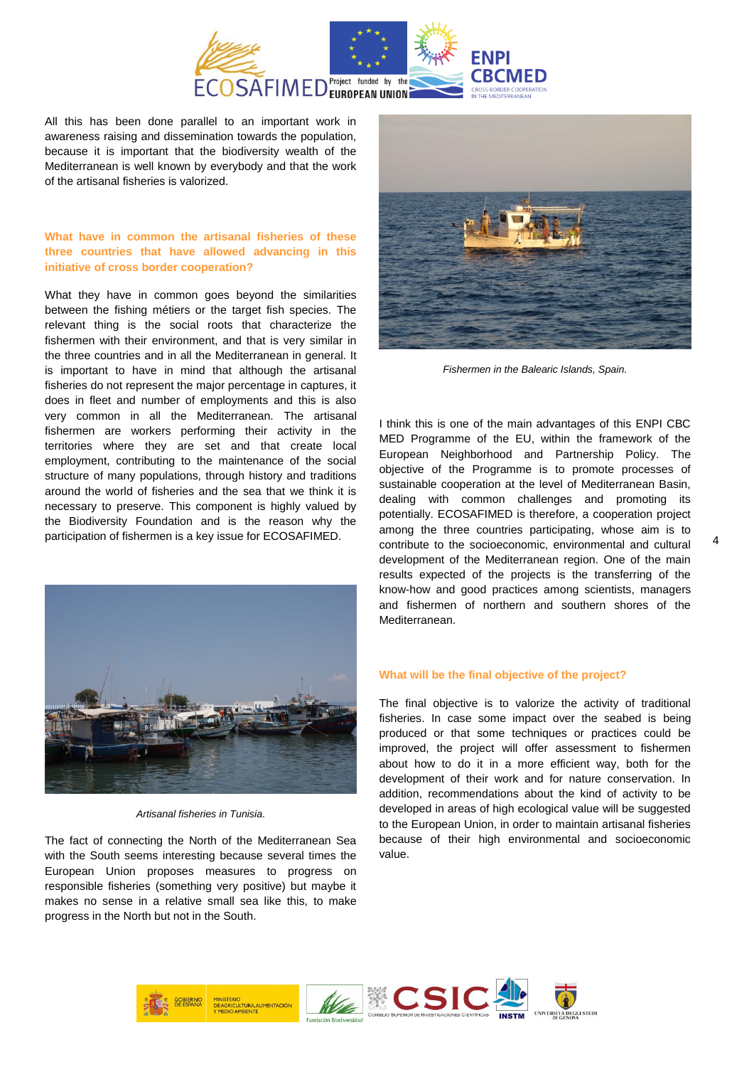All this has been done parallel to an important work in awareness raising and dissemination towards the population, because it is important that the biodiversity wealth of the Mediterranean is well known by everybody and that the work of the artisanal fisheries is valorized.

**What have in common the artisanal fisheries of these three countries that have allowed advancing in this initiative of cross border cooperation?**

What they have in common goes beyond the similarities between the fishing métiers or the target fish species. The relevant thing is the social roots that characterize the fishermen with their environment, and that is very similar in the three countries and in all the Mediterranean in general. It is important to have in mind that although the artisanal fisheries do not represent the major percentage in captures, it does in fleet and number of employments and this is also very common in all the Mediterranean. The artisanal fishermen are workers performing their activity in the territories where they are set and that create local employment, contributing to the maintenance of the social structure of many populations, through history and traditions around the world of fisheries and the sea that we think it is necessary to preserve. This component is highly valued by the Biodiversity Foundation and is the reason why the participation of fishermen is a key issue for ECOSAFIMED.

*Artisanal fisheries in Tunisia.*

The fact of connecting the North of the Mediterranean Sea with the South seems interesting because several times the European Union proposes measures to progress on responsible fisheries (something very positive) but maybe it makes no sense in a relative small sea like this, to make progress in the North but not in the South.

*Fishermen in the Balearic Islands, Spain.*

I think this is one of the main advantages of this ENPI CBC MED Programme of the EU, within the framework of the European Neighborhood and Partnership Policy. The objective of the Programme is to promote processes of sustainable cooperation at the level of Mediterranean Basin, dealing with common challenges and promoting its potentially. ECOSAFIMED is therefore, a cooperation project among the three countries participating, whose aim is to contribute to the socioeconomic, environmental and cultural development of the Mediterranean region. One of the main results expected of the projects is the transferring of the know-how and good practices among scientists, managers and fishermen of northern and southern shores of the Mediterranean.

**What will be the final objective of the project?**

The final objective is to valorize the activity of traditional fisheries. In case some impact over the seabed is being produced or that some techniques or practices could be improved, the project will offer assessment to fishermen about how to do it in a more efficient way, both for the development of their work and for nature conservation. In addition, recommendations about the kind of activity to be developed in areas of high ecological value will be suggested to the European Union, in order to maintain artisanal fisheries because of their high environmental and socioeconomic value.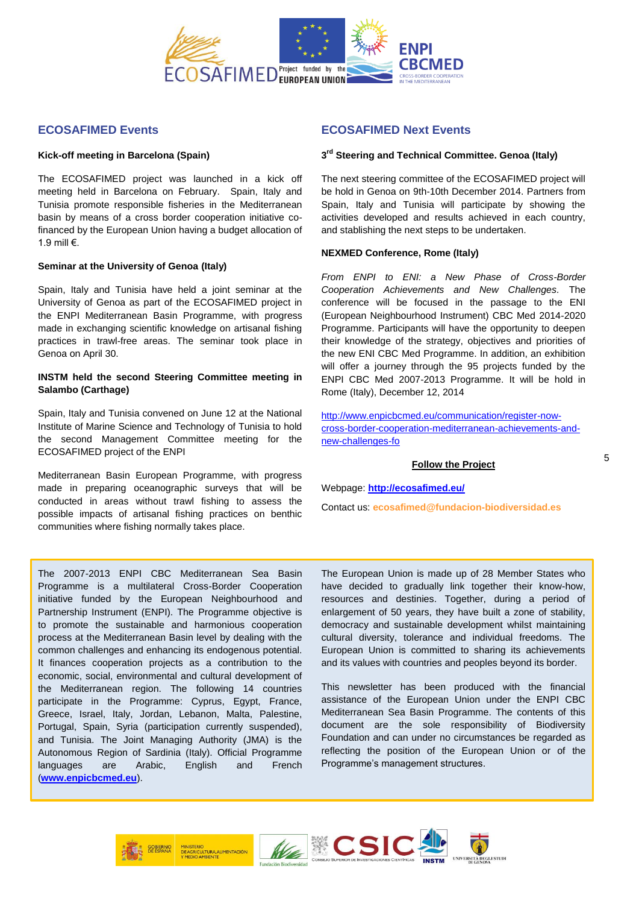## ECOSAFIMED Events

**Kick-off meeting in Barcelona (Spain)**

The ECOSAFIMED project was launched in a kick off meeting held in Barcelona on February. Spain, Italy and Tunisia promote responsible fisheries in the Mediterranean basin by means of a cross border cooperation initiative co-financed by the European Union having a budget allocation of 1.9 mill €.

**Seminar at the University of Genoa (Italy)**

Spain, Italy and Tunisia have held a joint seminar at the University of Genoa as part of the ECOSAFIMED project in the ENPI Mediterranean Basin Programme, with progress made in exchanging scientific knowledge on artisanal fishing practices in trawl-free areas. The seminar took place in Genoa on April 30.

**INSTM held the second Steering Committee meeting in Salambo (Carthage)**

Spain, Italy and Tunisia convened on June 12 at the National Institute of Marine Science and Technology of Tunisia to hold the second Management Committee meeting for the ECOSAFIMED project of the ENPI

Mediterranean Basin European Programme, with progress made in preparing oceanographic surveys that will be conducted in areas without trawl fishing to assess the possible impacts of artisanal fishing practices on benthic communities where fishing normally takes place.

## ECOSAFIMED Next Events

**3rd Steering and Technical Committee. Genoa (Italy)**

The next steering committee of the ECOSAFIMED project will be hold in Genoa on 9th-10th December 2014. Partners from Spain, Italy and Tunisia will participate by showing the activities developed and results achieved in each country, and stablishing the next steps to be undertaken.

**NEXMED Conference, Rome (Italy)**

*From ENPI to ENI: a New Phase of Cross-Border Cooperation Achievements and New Challenges*. The conference will be focused in the passage to the ENI (European Neighbourhood Instrument) CBC Med 2014-2020 Programme. Participants will have the opportunity to deepen their knowledge of the strategy, objectives and priorities of the new ENI CBC Med Programme. In addition, an exhibition will offer a journey through the 95 projects funded by the ENPI CBC Med 2007-2013 Programme. It will be hold in Rome (Italy), December 12, 2014

http://www.enpicbcmed.eu/communication/register-now-cross-border-cooperation-mediterranean-achievements-and-new-challenges-fo

**Follow the Project**

Webpage: **http://ecosafimed.eu/**

Contact us: **ecosafimed@fundacion-biodiversidad.es**

The 2007-2013 ENPI CBC Mediterranean Sea Basin Programme is a multilateral Cross-Border Cooperation initiative funded by the European Neighbourhood and Partnership Instrument (ENPI). The Programme objective is to promote the sustainable and harmonious cooperation process at the Mediterranean Basin level by dealing with the common challenges and enhancing its endogenous potential. It finances cooperation projects as a contribution to the economic, social, environmental and cultural development of the Mediterranean region. The following 14 countries participate in the Programme: Cyprus, Egypt, France, Greece, Israel, Italy, Jordan, Lebanon, Malta, Palestine, Portugal, Spain, Syria (participation currently suspended), and Tunisia. The Joint Managing Authority (JMA) is the Autonomous Region of Sardinia (Italy). Official Programme languages are Arabic, English and French (**www.enpicbcmed.eu**).

The European Union is made up of 28 Member States who have decided to gradually link together their know-how, resources and destinies. Together, during a period of enlargement of 50 years, they have built a zone of stability, democracy and sustainable development whilst maintaining cultural diversity, tolerance and individual freedoms. The European Union is committed to sharing its achievements and its values with countries and peoples beyond its border.

This newsletter has been produced with the financial assistance of the European Union under the ENPI CBC Mediterranean Sea Basin Programme. The contents of this document are the sole responsibility of Biodiversity Foundation and can under no circumstances be regarded as reflecting the position of the European Union or of the Programme's management structures.